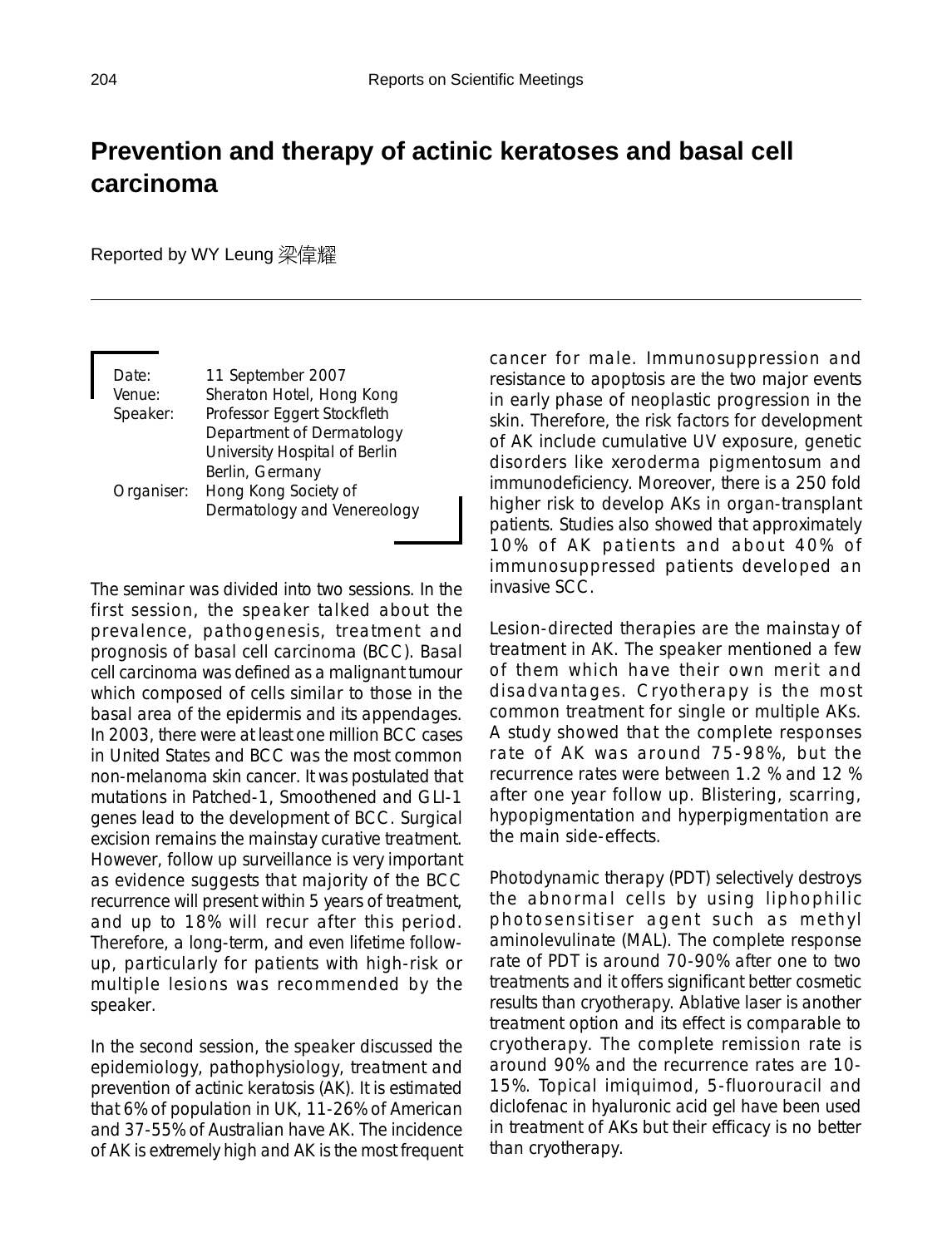# Prevention and therapy of actinic keratoses and basal cell carcinoma

Reported by WY Leung 梁偉耀

Date: 11 September 2007
Venue: Sheraton Hotel, Hong Kong
Speaker: Professor Eggert Stockfleth
Department of Dermatology
University Hospital of Berlin
Berlin, Germany
Organiser: Hong Kong Society of
Dermatology and Venereology

The seminar was divided into two sessions. In the first session, the speaker talked about the prevalence, pathogenesis, treatment and prognosis of basal cell carcinoma (BCC). Basal cell carcinoma was defined as a malignant tumour which composed of cells similar to those in the basal area of the epidermis and its appendages. In 2003, there were at least one million BCC cases in United States and BCC was the most common non-melanoma skin cancer. It was postulated that mutations in Patched-1, Smoothened and GLI-1 genes lead to the development of BCC. Surgical excision remains the mainstay curative treatment. However, follow up surveillance is very important as evidence suggests that majority of the BCC recurrence will present within 5 years of treatment, and up to 18% will recur after this period. Therefore, a long-term, and even lifetime follow-up, particularly for patients with high-risk or multiple lesions was recommended by the speaker.

In the second session, the speaker discussed the epidemiology, pathophysiology, treatment and prevention of actinic keratosis (AK). It is estimated that 6% of population in UK, 11-26% of American and 37-55% of Australian have AK. The incidence of AK is extremely high and AK is the most frequent cancer for male. Immunosuppression and resistance to apoptosis are the two major events in early phase of neoplastic progression in the skin. Therefore, the risk factors for development of AK include cumulative UV exposure, genetic disorders like xeroderma pigmentosum and immunodeficiency. Moreover, there is a 250 fold higher risk to develop AKs in organ-transplant patients. Studies also showed that approximately 10% of AK patients and about 40% of immunosuppressed patients developed an invasive SCC.

Lesion-directed therapies are the mainstay of treatment in AK. The speaker mentioned a few of them which have their own merit and disadvantages. Cryotherapy is the most common treatment for single or multiple AKs. A study showed that the complete responses rate of AK was around 75-98%, but the recurrence rates were between 1.2 % and 12 % after one year follow up. Blistering, scarring, hypopigmentation and hyperpigmentation are the main side-effects.

Photodynamic therapy (PDT) selectively destroys the abnormal cells by using liphophilic photosensitiser agent such as methyl aminolevulinate (MAL). The complete response rate of PDT is around 70-90% after one to two treatments and it offers significant better cosmetic results than cryotherapy. Ablative laser is another treatment option and its effect is comparable to cryotherapy. The complete remission rate is around 90% and the recurrence rates are 10-15%. Topical imiquimod, 5-fluorouracil and diclofenac in hyaluronic acid gel have been used in treatment of AKs but their efficacy is no better than cryotherapy.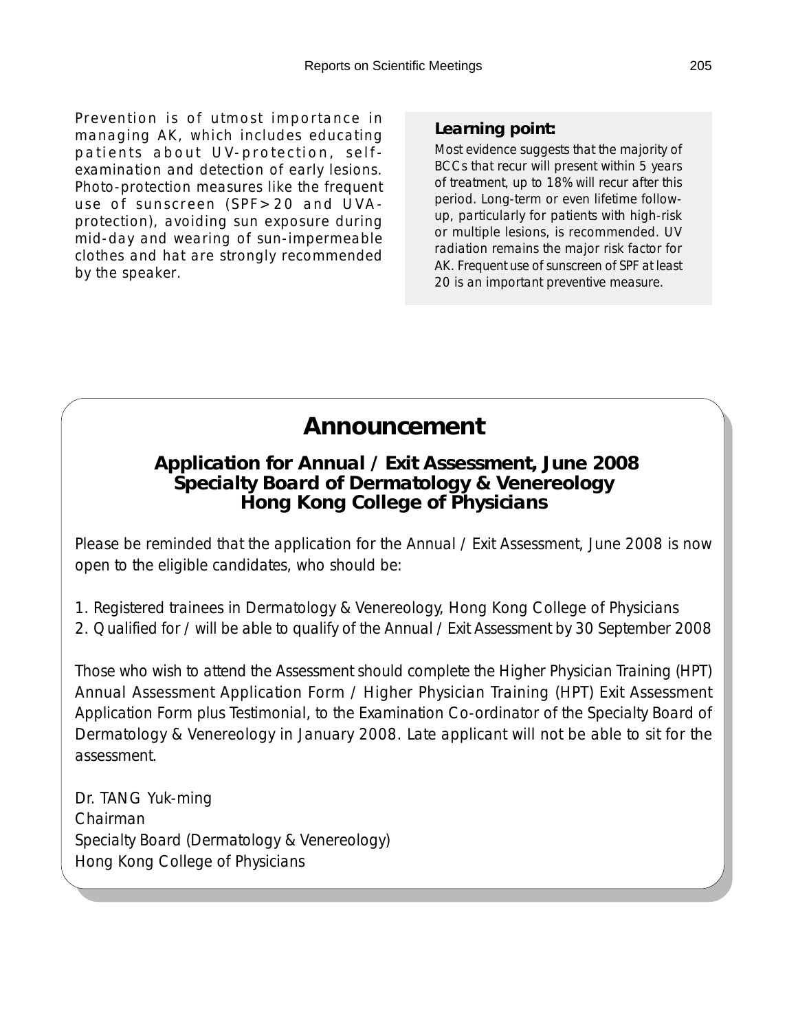Prevention is of utmost importance in managing AK, which includes educating patients about UV-protection, self-examination and detection of early lesions. Photo-protection measures like the frequent use of sunscreen (SPF>20 and UVA-protection), avoiding sun exposure during mid-day and wearing of sun-impermeable clothes and hat are strongly recommended by the speaker.

**Learning point:**

Most evidence suggests that the majority of BCCs that recur will present within 5 years of treatment, up to 18% will recur after this period. Long-term or even lifetime follow-up, particularly for patients with high-risk or multiple lesions, is recommended. UV radiation remains the major risk factor for AK. Frequent use of sunscreen of SPF at least 20 is an important preventive measure.

# Announcement

## Application for Annual / Exit Assessment, June 2008 Specialty Board of Dermatology & Venereology Hong Kong College of Physicians

Please be reminded that the application for the Annual / Exit Assessment, June 2008 is now open to the eligible candidates, who should be:

1. Registered trainees in Dermatology & Venereology, Hong Kong College of Physicians
2. Qualified for / will be able to qualify of the Annual / Exit Assessment by 30 September 2008

Those who wish to attend the Assessment should complete the Higher Physician Training (HPT) Annual Assessment Application Form / Higher Physician Training (HPT) Exit Assessment Application Form plus Testimonial, to the Examination Co-ordinator of the Specialty Board of Dermatology & Venereology in January 2008. Late applicant will not be able to sit for the assessment.

Dr. TANG Yuk-ming
Chairman
Specialty Board (Dermatology & Venereology)
Hong Kong College of Physicians